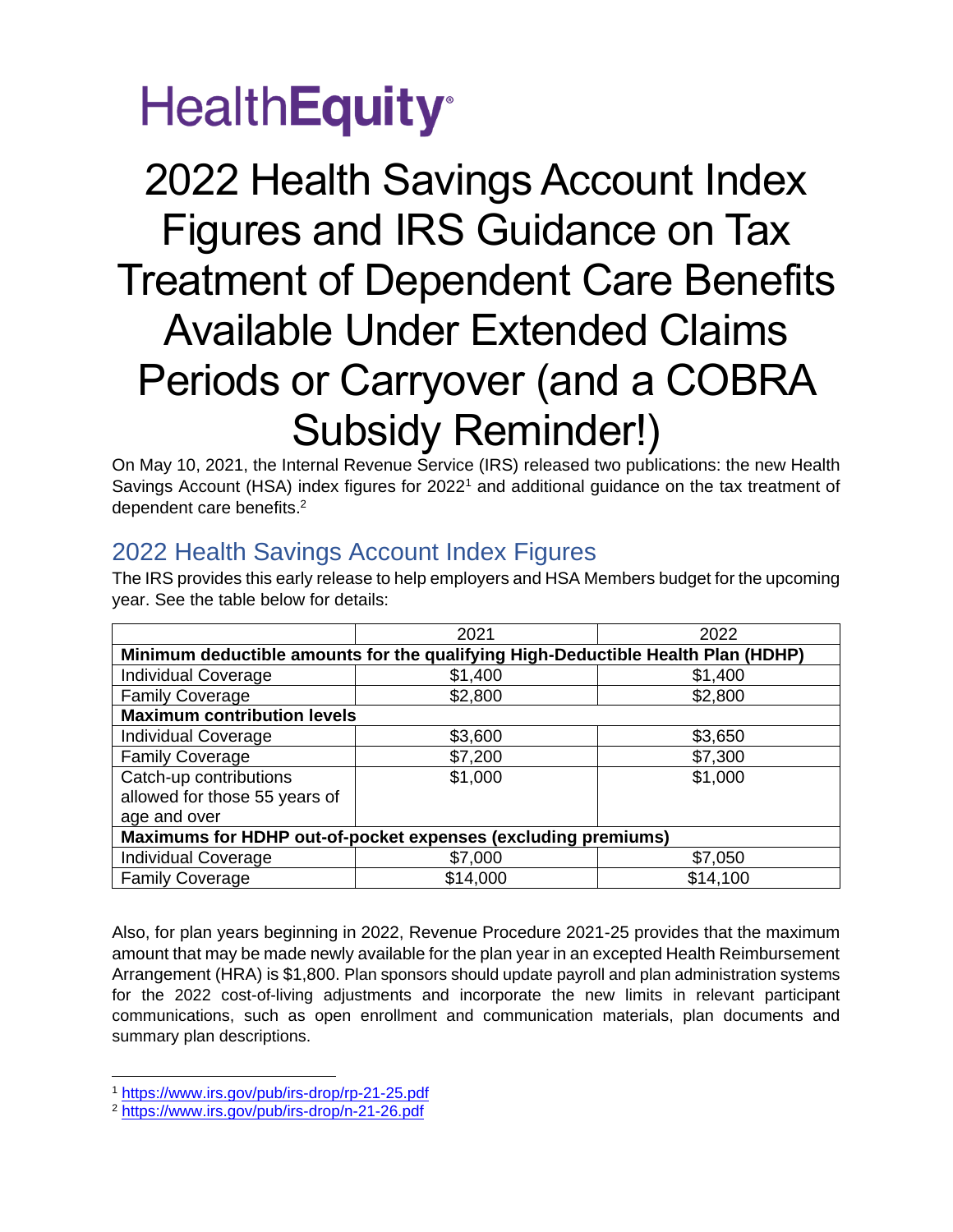HealthEquity

# 2022 Health Savings Account Index Figures and IRS Guidance on Tax Treatment of Dependent Care Benefits Available Under Extended Claims Periods or Carryover (and a COBRA Subsidy Reminder!)

On May 10, 2021, the Internal Revenue Service (IRS) released two publications: the new Health Savings Account (HSA) index figures for 2022[1] and additional guidance on the tax treatment of dependent care benefits.[2]

## 2022 Health Savings Account Index Figures

The IRS provides this early release to help employers and HSA Members budget for the upcoming year. See the table below for details:

| | 2021 | 2022 |
|---|---|---|
| **Minimum deductible amounts for the qualifying High-Deductible Health Plan (HDHP)** | | |
| Individual Coverage | $1,400 | $1,400 |
| Family Coverage | $2,800 | $2,800 |
| **Maximum contribution levels** | | |
| Individual Coverage | $3,600 | $3,650 |
| Family Coverage | $7,200 | $7,300 |
| Catch-up contributions allowed for those 55 years of age and over | $1,000 | $1,000 |
| **Maximums for HDHP out-of-pocket expenses (excluding premiums)** | | |
| Individual Coverage | $7,000 | $7,050 |
| Family Coverage | $14,000 | $14,100 |

Also, for plan years beginning in 2022, Revenue Procedure 2021-25 provides that the maximum amount that may be made newly available for the plan year in an excepted Health Reimbursement Arrangement (HRA) is $1,800. Plan sponsors should update payroll and plan administration systems for the 2022 cost-of-living adjustments and incorporate the new limits in relevant participant communications, such as open enrollment and communication materials, plan documents and summary plan descriptions.

[1] https://www.irs.gov/pub/irs-drop/rp-21-25.pdf

[2] https://www.irs.gov/pub/irs-drop/n-21-26.pdf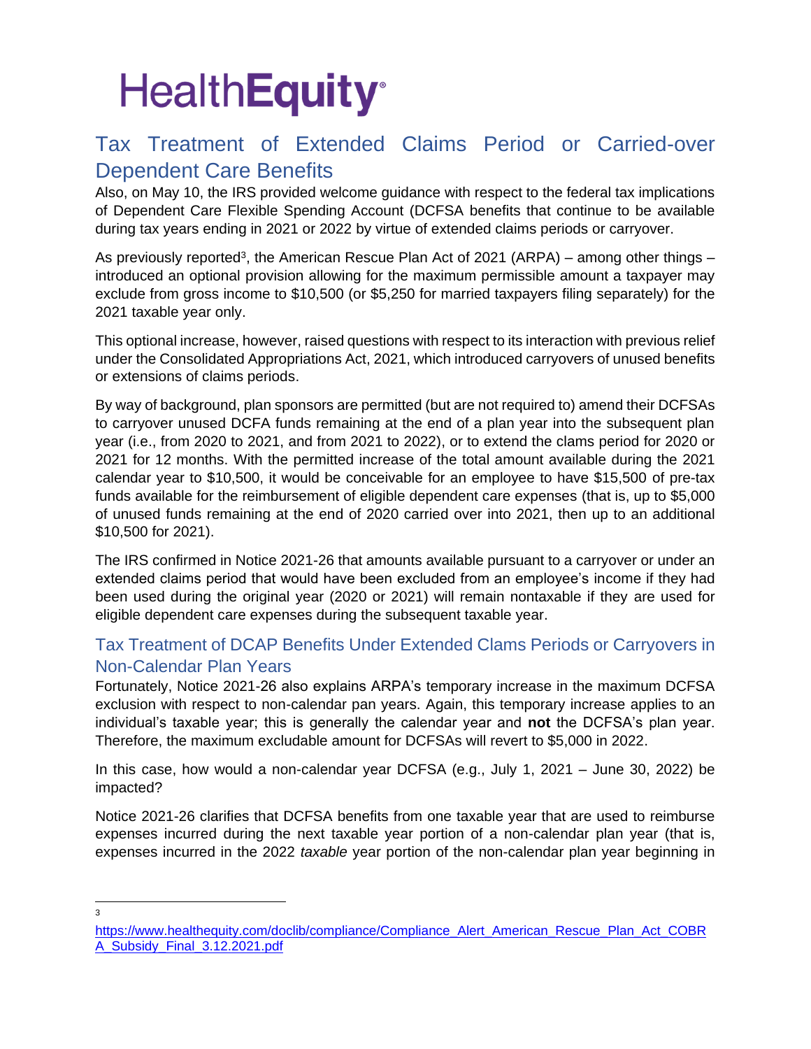# HealthEquity

## Tax Treatment of Extended Claims Period or Carried-over Dependent Care Benefits

Also, on May 10, the IRS provided welcome guidance with respect to the federal tax implications of Dependent Care Flexible Spending Account (DCFSA benefits that continue to be available during tax years ending in 2021 or 2022 by virtue of extended claims periods or carryover.

As previously reported[3], the American Rescue Plan Act of 2021 (ARPA) – among other things – introduced an optional provision allowing for the maximum permissible amount a taxpayer may exclude from gross income to $10,500 (or $5,250 for married taxpayers filing separately) for the 2021 taxable year only.

This optional increase, however, raised questions with respect to its interaction with previous relief under the Consolidated Appropriations Act, 2021, which introduced carryovers of unused benefits or extensions of claims periods.

By way of background, plan sponsors are permitted (but are not required to) amend their DCFSAs to carryover unused DCFA funds remaining at the end of a plan year into the subsequent plan year (i.e., from 2020 to 2021, and from 2021 to 2022), or to extend the clams period for 2020 or 2021 for 12 months. With the permitted increase of the total amount available during the 2021 calendar year to $10,500, it would be conceivable for an employee to have $15,500 of pre-tax funds available for the reimbursement of eligible dependent care expenses (that is, up to $5,000 of unused funds remaining at the end of 2020 carried over into 2021, then up to an additional $10,500 for 2021).

The IRS confirmed in Notice 2021-26 that amounts available pursuant to a carryover or under an extended claims period that would have been excluded from an employee's income if they had been used during the original year (2020 or 2021) will remain nontaxable if they are used for eligible dependent care expenses during the subsequent taxable year.

### Tax Treatment of DCAP Benefits Under Extended Clams Periods or Carryovers in Non-Calendar Plan Years

Fortunately, Notice 2021-26 also explains ARPA's temporary increase in the maximum DCFSA exclusion with respect to non-calendar pan years. Again, this temporary increase applies to an individual's taxable year; this is generally the calendar year and **not** the DCFSA's plan year. Therefore, the maximum excludable amount for DCFSAs will revert to $5,000 in 2022.

In this case, how would a non-calendar year DCFSA (e.g., July 1, 2021 – June 30, 2022) be impacted?

Notice 2021-26 clarifies that DCFSA benefits from one taxable year that are used to reimburse expenses incurred during the next taxable year portion of a non-calendar plan year (that is, expenses incurred in the 2022 *taxable* year portion of the non-calendar plan year beginning in

---

[3] https://www.healthequity.com/doclib/compliance/Compliance_Alert_American_Rescue_Plan_Act_COBRA_Subsidy_Final_3.12.2021.pdf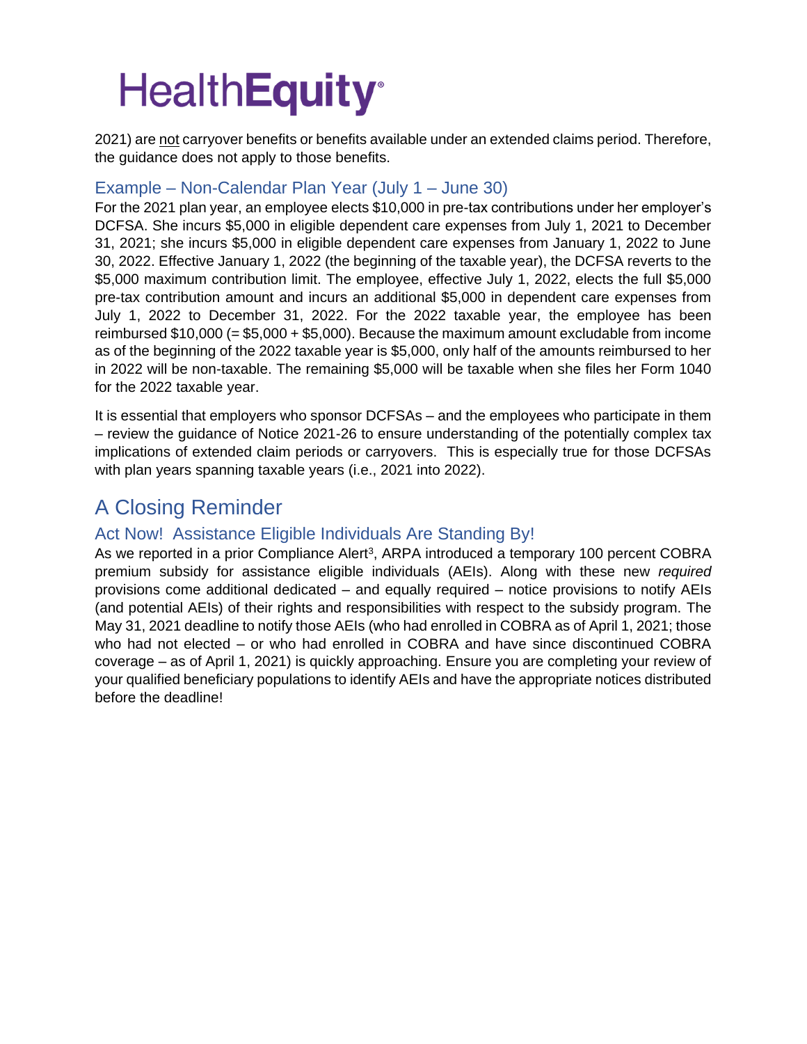2021) are not carryover benefits or benefits available under an extended claims period. Therefore, the guidance does not apply to those benefits.

### Example – Non-Calendar Plan Year (July 1 – June 30)

For the 2021 plan year, an employee elects $10,000 in pre-tax contributions under her employer's DCFSA. She incurs $5,000 in eligible dependent care expenses from July 1, 2021 to December 31, 2021; she incurs $5,000 in eligible dependent care expenses from January 1, 2022 to June 30, 2022. Effective January 1, 2022 (the beginning of the taxable year), the DCFSA reverts to the $5,000 maximum contribution limit. The employee, effective July 1, 2022, elects the full $5,000 pre-tax contribution amount and incurs an additional $5,000 in dependent care expenses from July 1, 2022 to December 31, 2022. For the 2022 taxable year, the employee has been reimbursed $10,000 (= $5,000 + $5,000). Because the maximum amount excludable from income as of the beginning of the 2022 taxable year is $5,000, only half of the amounts reimbursed to her in 2022 will be non-taxable. The remaining $5,000 will be taxable when she files her Form 1040 for the 2022 taxable year.

It is essential that employers who sponsor DCFSAs – and the employees who participate in them – review the guidance of Notice 2021-26 to ensure understanding of the potentially complex tax implications of extended claim periods or carryovers. This is especially true for those DCFSAs with plan years spanning taxable years (i.e., 2021 into 2022).

## A Closing Reminder

### Act Now! Assistance Eligible Individuals Are Standing By!

As we reported in a prior Compliance Alert[3], ARPA introduced a temporary 100 percent COBRA premium subsidy for assistance eligible individuals (AEIs). Along with these new *required* provisions come additional dedicated – and equally required – notice provisions to notify AEIs (and potential AEIs) of their rights and responsibilities with respect to the subsidy program. The May 31, 2021 deadline to notify those AEIs (who had enrolled in COBRA as of April 1, 2021; those who had not elected – or who had enrolled in COBRA and have since discontinued COBRA coverage – as of April 1, 2021) is quickly approaching. Ensure you are completing your review of your qualified beneficiary populations to identify AEIs and have the appropriate notices distributed before the deadline!